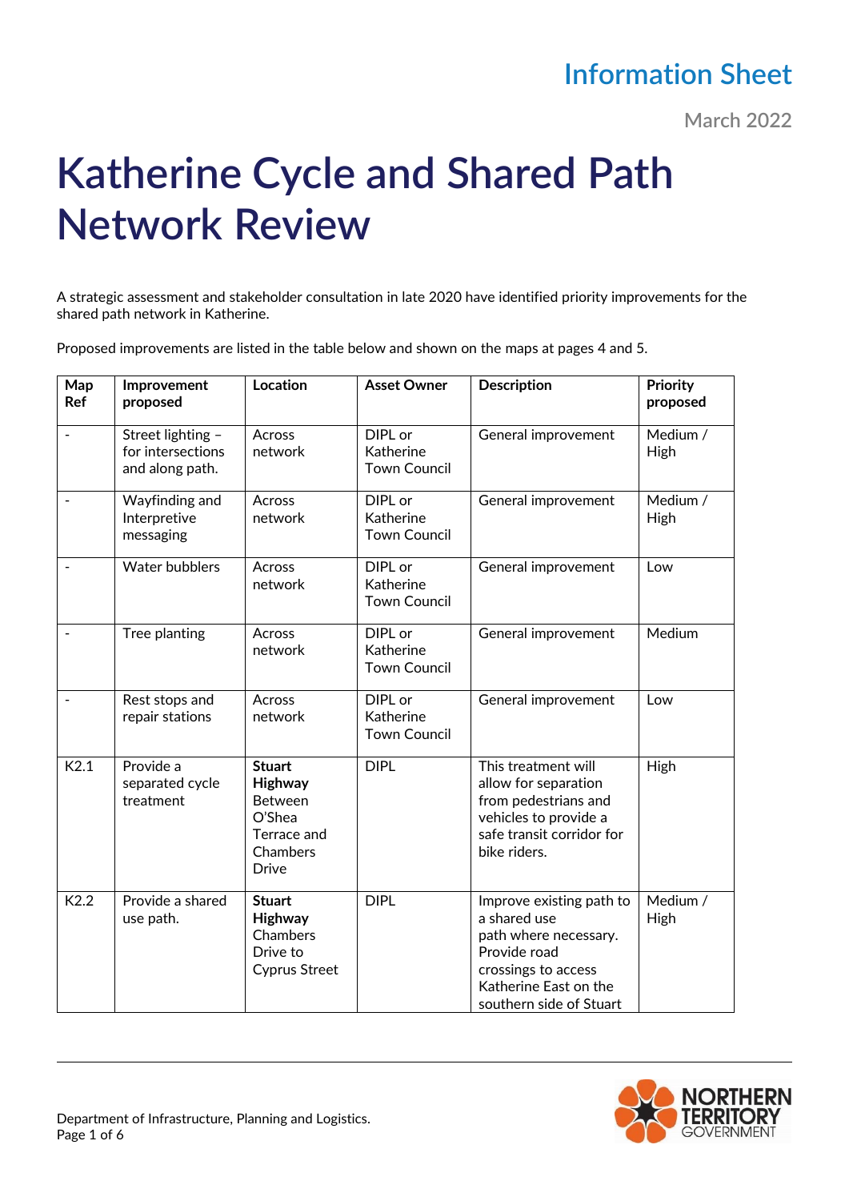Information Sheet

March 2022

# Katherine Cycle and Shared Path Network Review

A strategic assessment and stakeholder consultation in late 2020 have identified priority improvements for the shared path network in Katherine.

Proposed improvements are listed in the table below and shown on the maps at pages 4 and 5.

| Map Ref | Improvement proposed | Location | Asset Owner | Description | Priority proposed |
|---|---|---|---|---|---|
| - | Street lighting – for intersections and along path. | Across network | DIPL or Katherine Town Council | General improvement | Medium / High |
| - | Wayfinding and Interpretive messaging | Across network | DIPL or Katherine Town Council | General improvement | Medium / High |
| - | Water bubblers | Across network | DIPL or Katherine Town Council | General improvement | Low |
| - | Tree planting | Across network | DIPL or Katherine Town Council | General improvement | Medium |
| - | Rest stops and repair stations | Across network | DIPL or Katherine Town Council | General improvement | Low |
| K2.1 | Provide a separated cycle treatment | **Stuart Highway** Between O'Shea Terrace and Chambers Drive | DIPL | This treatment will allow for separation from pedestrians and vehicles to provide a safe transit corridor for bike riders. | High |
| K2.2 | Provide a shared use path. | **Stuart Highway** Chambers Drive to Cyprus Street | DIPL | Improve existing path to a shared use path where necessary. Provide road crossings to access Katherine East on the southern side of Stuart | Medium / High |

Department of Infrastructure, Planning and Logistics.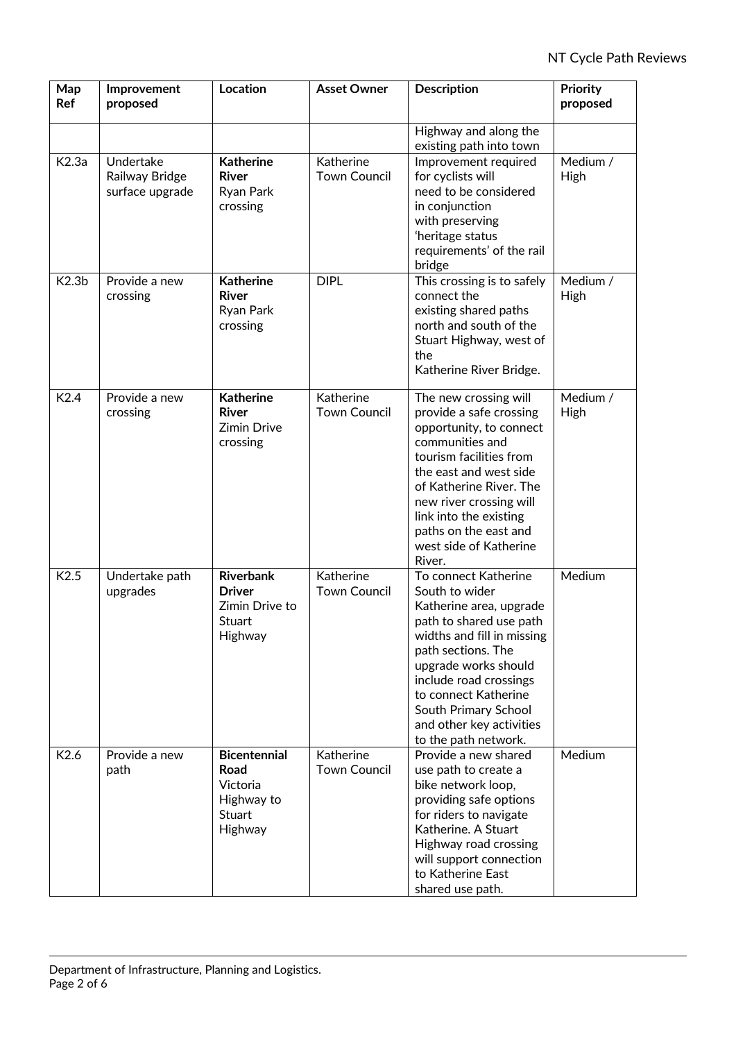| Map Ref | Improvement proposed | Location | Asset Owner | Description | Priority proposed |
|---|---|---|---|---|---|
| | | | | Highway and along the existing path into town | |
| K2.3a | Undertake Railway Bridge surface upgrade | **Katherine River** Ryan Park crossing | Katherine Town Council | Improvement required for cyclists will need to be considered in conjunction with preserving 'heritage status requirements' of the rail bridge | Medium / High |
| K2.3b | Provide a new crossing | **Katherine River** Ryan Park crossing | DIPL | This crossing is to safely connect the existing shared paths north and south of the Stuart Highway, west of the Katherine River Bridge. | Medium / High |
| K2.4 | Provide a new crossing | **Katherine River** Zimin Drive crossing | Katherine Town Council | The new crossing will provide a safe crossing opportunity, to connect communities and tourism facilities from the east and west side of Katherine River. The new river crossing will link into the existing paths on the east and west side of Katherine River. | Medium / High |
| K2.5 | Undertake path upgrades | **Riverbank Driver** Zimin Drive to Stuart Highway | Katherine Town Council | To connect Katherine South to wider Katherine area, upgrade path to shared use path widths and fill in missing path sections. The upgrade works should include road crossings to connect Katherine South Primary School and other key activities to the path network. | Medium |
| K2.6 | Provide a new path | **Bicentennial Road** Victoria Highway to Stuart Highway | Katherine Town Council | Provide a new shared use path to create a bike network loop, providing safe options for riders to navigate Katherine. A Stuart Highway road crossing will support connection to Katherine East shared use path. | Medium |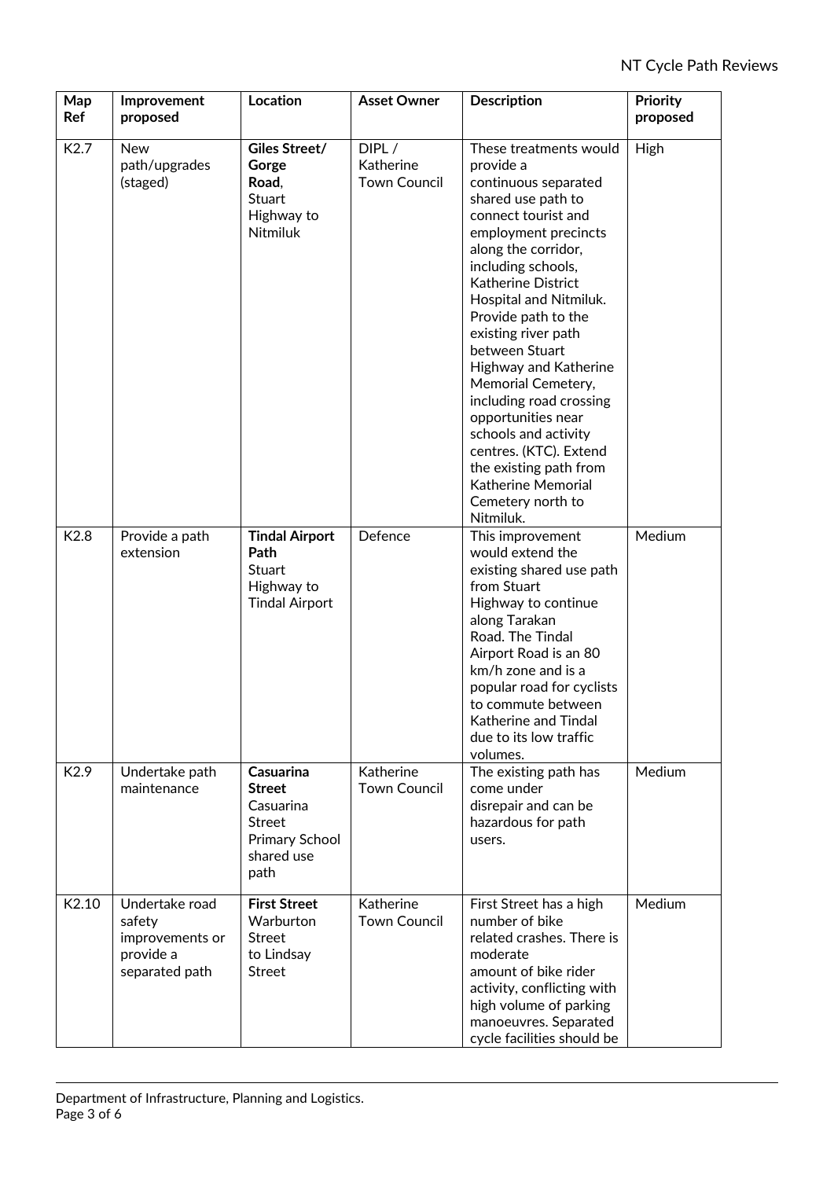| Map Ref | Improvement proposed | Location | Asset Owner | Description | Priority proposed |
|---|---|---|---|---|---|
| K2.7 | New path/upgrades (staged) | **Giles Street/ Gorge Road**, Stuart Highway to Nitmiluk | DIPL / Katherine Town Council | These treatments would provide a continuous separated shared use path to connect tourist and employment precincts along the corridor, including schools, Katherine District Hospital and Nitmiluk. Provide path to the existing river path between Stuart Highway and Katherine Memorial Cemetery, including road crossing opportunities near schools and activity centres. (KTC). Extend the existing path from Katherine Memorial Cemetery north to Nitmiluk. | High |
| K2.8 | Provide a path extension | **Tindal Airport Path** Stuart Highway to Tindal Airport | Defence | This improvement would extend the existing shared use path from Stuart Highway to continue along Tarakan Road. The Tindal Airport Road is an 80 km/h zone and is a popular road for cyclists to commute between Katherine and Tindal due to its low traffic volumes. | Medium |
| K2.9 | Undertake path maintenance | **Casuarina Street** Casuarina Street Primary School shared use path | Katherine Town Council | The existing path has come under disrepair and can be hazardous for path users. | Medium |
| K2.10 | Undertake road safety improvements or provide a separated path | **First Street** Warburton Street to Lindsay Street | Katherine Town Council | First Street has a high number of bike related crashes. There is moderate amount of bike rider activity, conflicting with high volume of parking manoeuvres. Separated cycle facilities should be | Medium |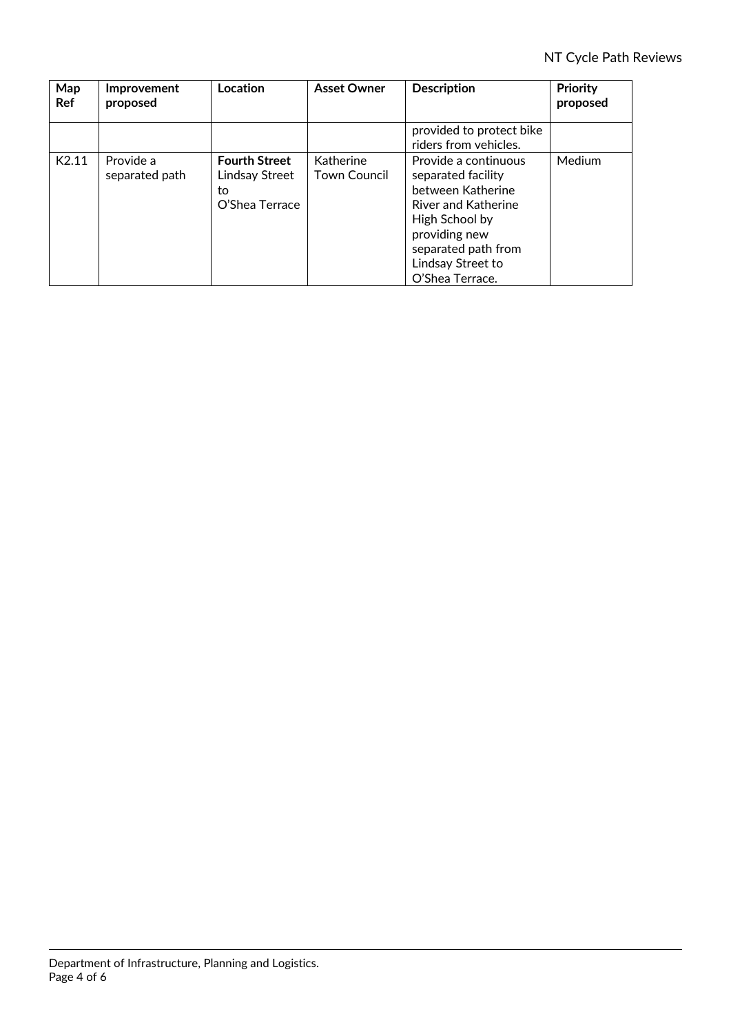| Map Ref | Improvement proposed | Location | Asset Owner | Description | Priority proposed |
|---|---|---|---|---|---|
| | | | | provided to protect bike riders from vehicles. | |
| K2.11 | Provide a separated path | **Fourth Street** Lindsay Street to O'Shea Terrace | Katherine Town Council | Provide a continuous separated facility between Katherine River and Katherine High School by providing new separated path from Lindsay Street to O'Shea Terrace. | Medium |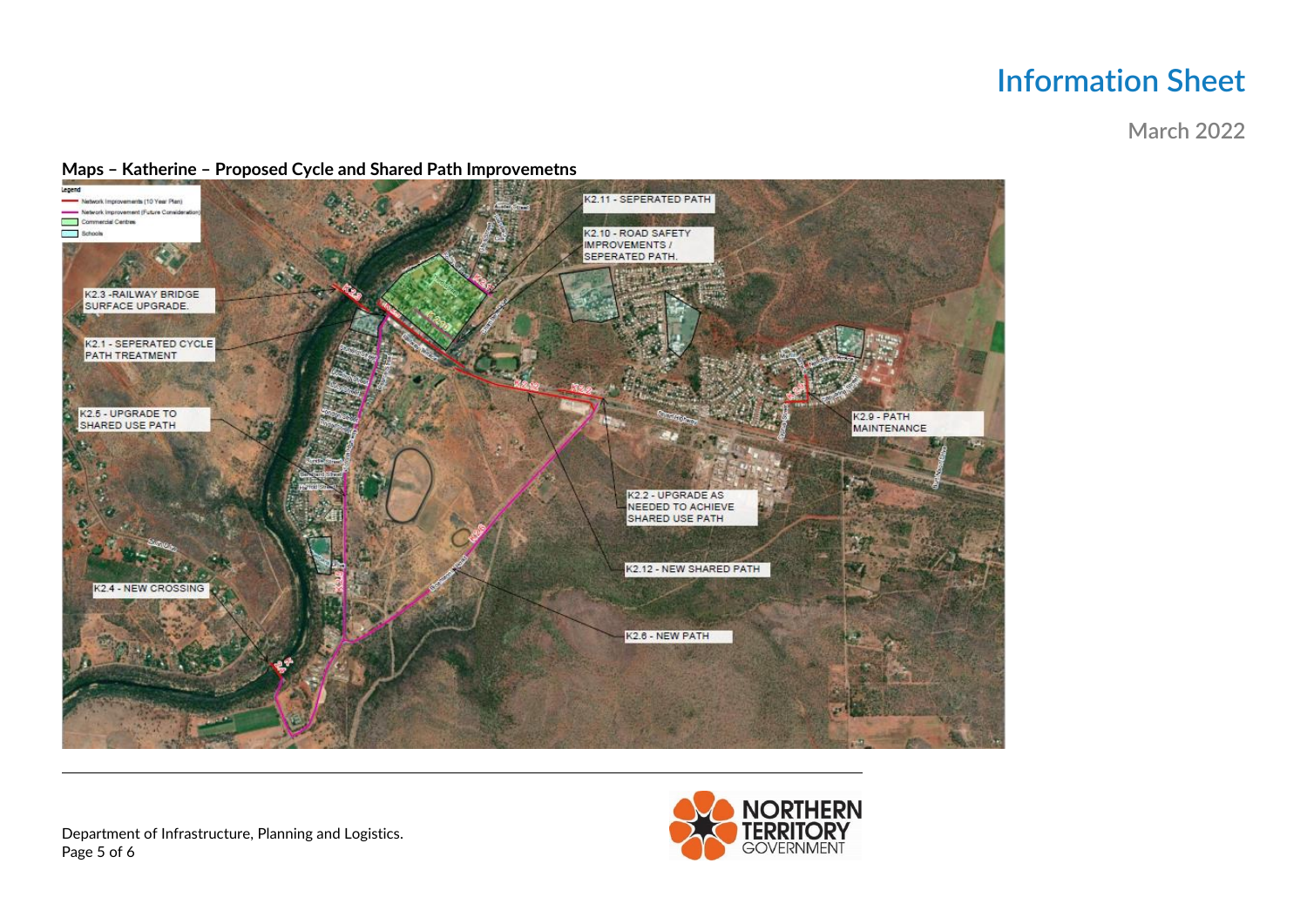# Information Sheet

March 2022

**Maps – Katherine – Proposed Cycle and Shared Path Improvemetns**

Legend

- Network Improvements (10 Year Plan)
- Network Improvement (Future Consideration)
- Commercial Centres
- Schools

K2.11 - SEPERATED PATH

K2.10 - ROAD SAFETY IMPROVEMENTS / SEPERATED PATH.

K2.3 -RAILWAY BRIDGE SURFACE UPGRADE.

K2.1 - SEPERATED CYCLE PATH TREATMENT

K2.5 - UPGRADE TO SHARED USE PATH

K2.9 - PATH MAINTENANCE

K2.2 - UPGRADE AS NEEDED TO ACHIEVE SHARED USE PATH

K2.12 - NEW SHARED PATH

K2.4 - NEW CROSSING

K2.6 - NEW PATH

Department of Infrastructure, Planning and Logistics.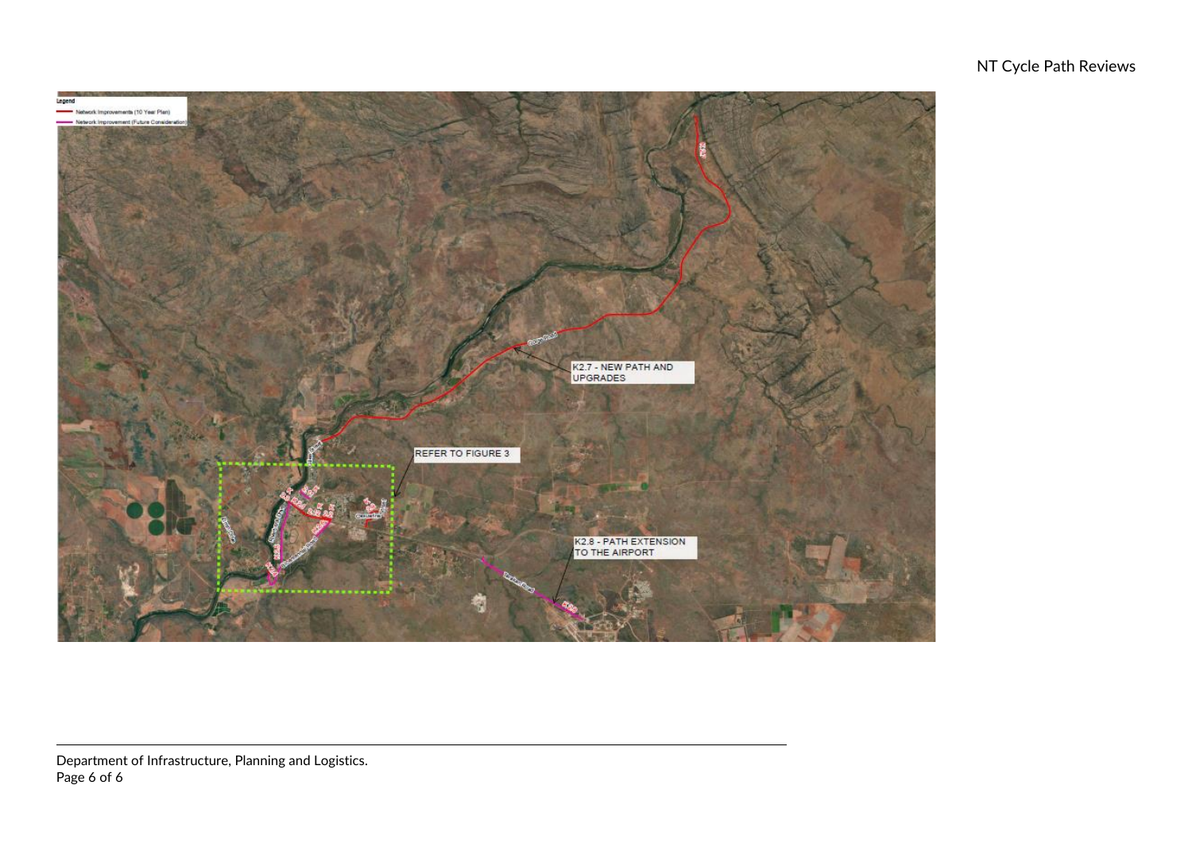Legend

Network Improvements (10 Year Plan)

Network Improvement (Future Consideration)

K2.7 - NEW PATH AND UPGRADES

REFER TO FIGURE 3

K2.8 - PATH EXTENSION TO THE AIRPORT